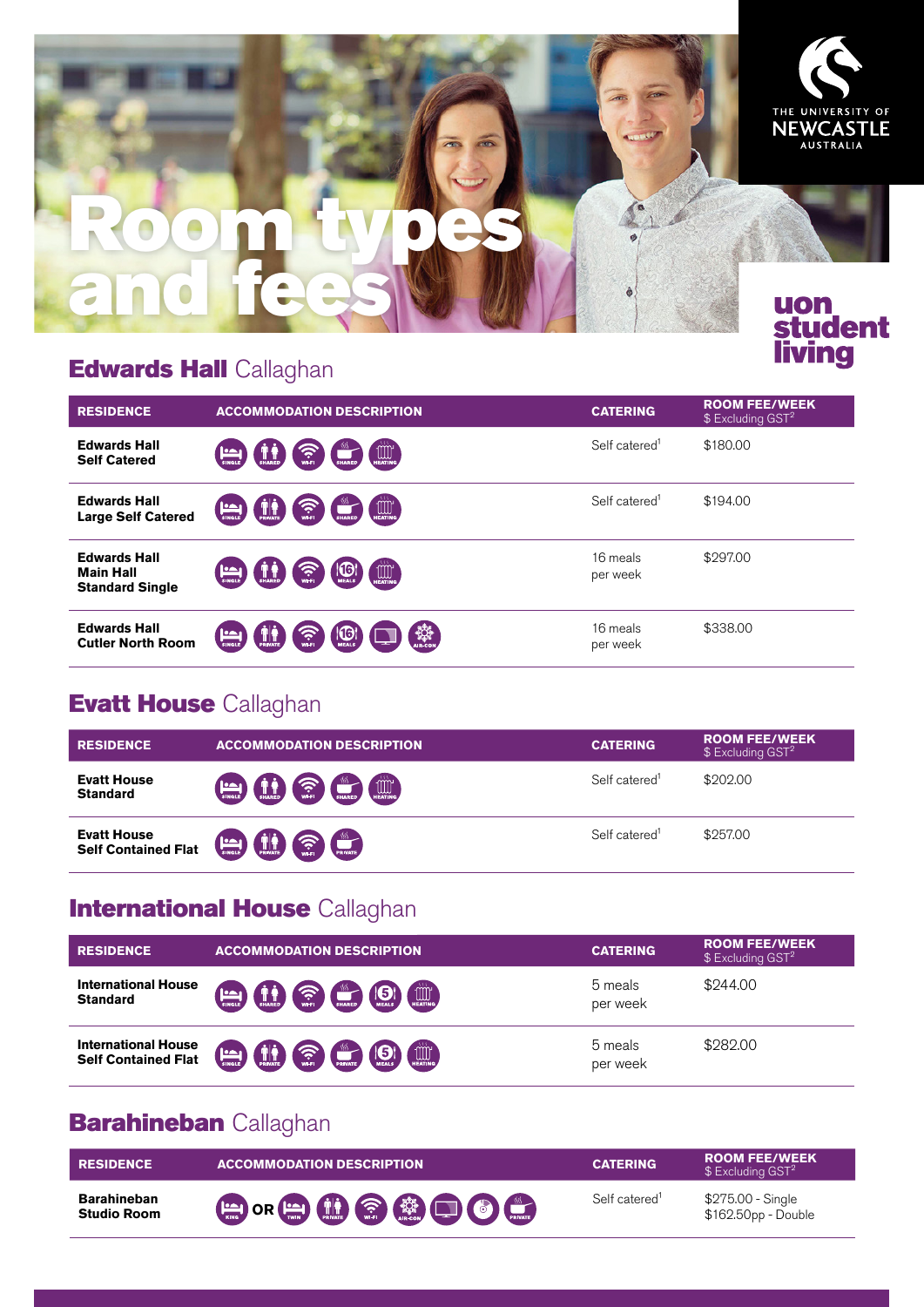# Room types and fees

THE UNIVERSITY OF NEWCASTLE AUSTRALIA

uon student living

## Edwards Hall Callaghan

| RESIDENCE | ACCOMMODATION DESCRIPTION | CATERING | ROOM FEE/WEEK $ Excluding GST[2] |
|---|---|---|---|
| **Edwards Hall Self Catered** | SINGLE, SHARED, WI-FI, SHARED, HEATING | Self catered[1] | $180.00 |
| **Edwards Hall Large Self Catered** | SINGLE, PRIVATE, WI-FI, SHARED, HEATING | Self catered[1] | $194.00 |
| **Edwards Hall Main Hall Standard Single** | SINGLE, SHARED, WI-FI, 16 MEALS, HEATING | 16 meals per week | $297.00 |
| **Edwards Hall Cutler North Room** | SINGLE, PRIVATE, WI-FI, 16 MEALS, AIR-CON | 16 meals per week | $338.00 |

## Evatt House Callaghan

| RESIDENCE | ACCOMMODATION DESCRIPTION | CATERING | ROOM FEE/WEEK $ Excluding GST[2] |
|---|---|---|---|
| **Evatt House Standard** | SINGLE, SHARED, WI-FI, SHARED, HEATING | Self catered[1] | $202.00 |
| **Evatt House Self Contained Flat** | SINGLE, PRIVATE, WI-FI, PRIVATE | Self catered[1] | $257.00 |

## International House Callaghan

| RESIDENCE | ACCOMMODATION DESCRIPTION | CATERING | ROOM FEE/WEEK $ Excluding GST[2] |
|---|---|---|---|
| **International House Standard** | SINGLE, SHARED, WI-FI, SHARED, 5 MEALS, HEATING | 5 meals per week | $244.00 |
| **International House Self Contained Flat** | SINGLE, PRIVATE, WI-FI, PRIVATE, 5 MEALS, HEATING | 5 meals per week | $282.00 |

## Barahineban Callaghan

| RESIDENCE | ACCOMMODATION DESCRIPTION | CATERING | ROOM FEE/WEEK $ Excluding GST[2] |
|---|---|---|---|
| **Barahineban Studio Room** | KING OR TWIN, PRIVATE, WI-FI, AIR-CON, PRIVATE | Self catered[1] | $275.00 - Single<br>$162.50pp - Double |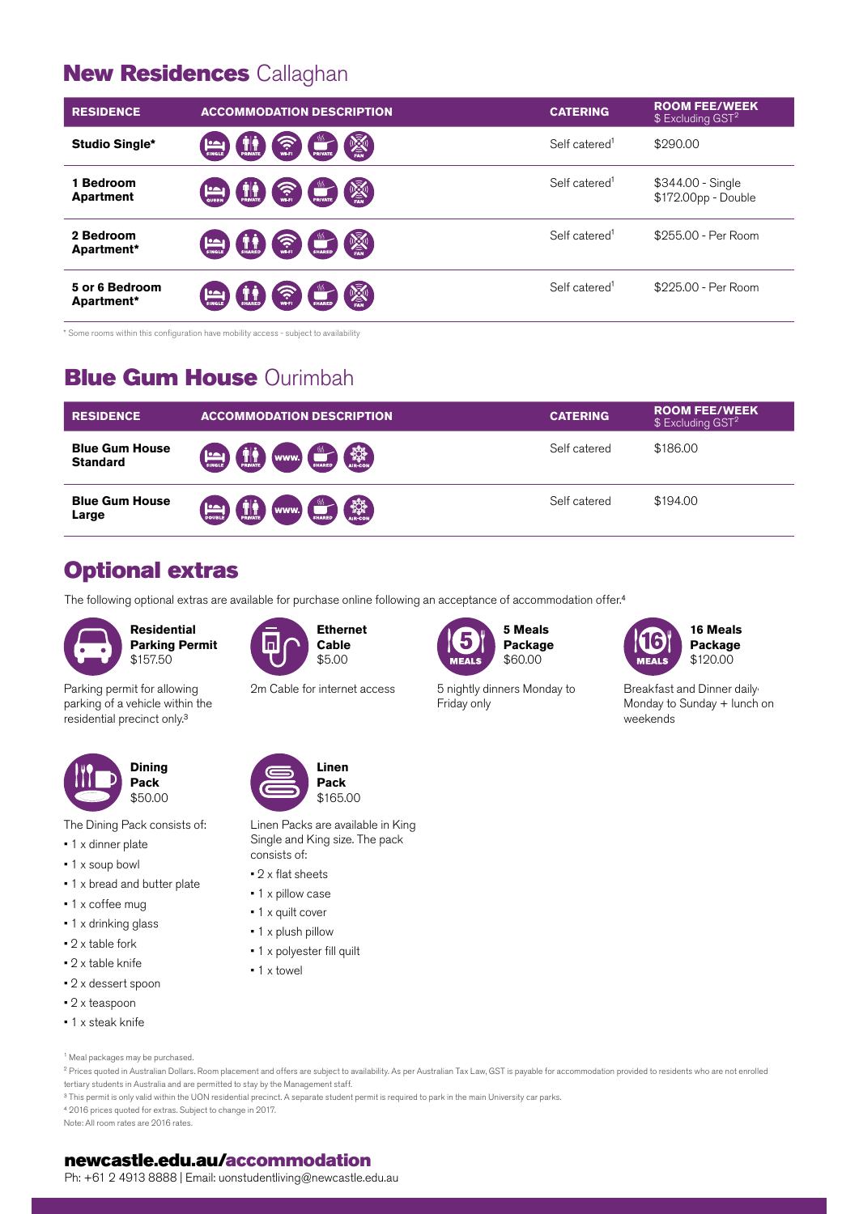## **New Residences** Callaghan

| RESIDENCE | ACCOMMODATION DESCRIPTION | CATERING | ROOM FEE/WEEK $ Excluding GST[2] |
|---|---|---|---|
| **Studio Single*** | SINGLE, PRIVATE, WI-FI, PRIVATE, FAN | Self catered[1] | $290.00 |
| **1 Bedroom Apartment** | QUEEN, PRIVATE, WI-FI, PRIVATE, FAN | Self catered[1] | $344.00 - Single<br>$172.00pp - Double |
| **2 Bedroom Apartment*** | SINGLE, SHARED, WI-FI, SHARED, FAN | Self catered[1] | $255.00 - Per Room |
| **5 or 6 Bedroom Apartment*** | SINGLE, SHARED, WI-FI, SHARED, FAN | Self catered[1] | $225.00 - Per Room |

* Some rooms within this configuration have mobility access - subject to availability

## **Blue Gum House** Ourimbah

| RESIDENCE | ACCOMMODATION DESCRIPTION | CATERING | ROOM FEE/WEEK $ Excluding GST[2] |
|---|---|---|---|
| **Blue Gum House Standard** | SINGLE, PRIVATE, WWW, SHARED, AIR-CON | Self catered | $186.00 |
| **Blue Gum House Large** | DOUBLE, PRIVATE, WWW, SHARED, AIR-CON | Self catered | $194.00 |

## **Optional extras**

The following optional extras are available for purchase online following an acceptance of accommodation offer.[4]

**Residential Parking Permit**
$157.50

Parking permit for allowing parking of a vehicle within the residential precinct only.[3]

**Ethernet Cable**
$5.00

2m Cable for internet access

**5 Meals Package**
$60.00

5 nightly dinners Monday to Friday only

**16 Meals Package**
$120.00

Breakfast and Dinner daily Monday to Sunday + lunch on weekends

**Dining Pack**
$50.00

The Dining Pack consists of:

- 1 x dinner plate
- 1 x soup bowl
- 1 x bread and butter plate
- 1 x coffee mug
- 1 x drinking glass
- 2 x table fork
- 2 x table knife
- 2 x dessert spoon
- 2 x teaspoon
- 1 x steak knife

**Linen Pack**
$165.00

Linen Packs are available in King Single and King size. The pack consists of:

- 2 x flat sheets
- 1 x pillow case
- 1 x quilt cover
- 1 x plush pillow
- 1 x polyester fill quilt
- 1 x towel

[1] Meal packages may be purchased.

[2] Prices quoted in Australian Dollars. Room placement and offers are subject to availability. As per Australian Tax Law, GST is payable for accommodation provided to residents who are not enrolled tertiary students in Australia and are permitted to stay by the Management staff.

[3] This permit is only valid within the UON residential precinct. A separate student permit is required to park in the main University car parks.

[4] 2016 prices quoted for extras. Subject to change in 2017.

Note: All room rates are 2016 rates.

**newcastle.edu.au/accommodation**

Ph: +61 2 4913 8888 | Email: uonstudentliving@newcastle.edu.au